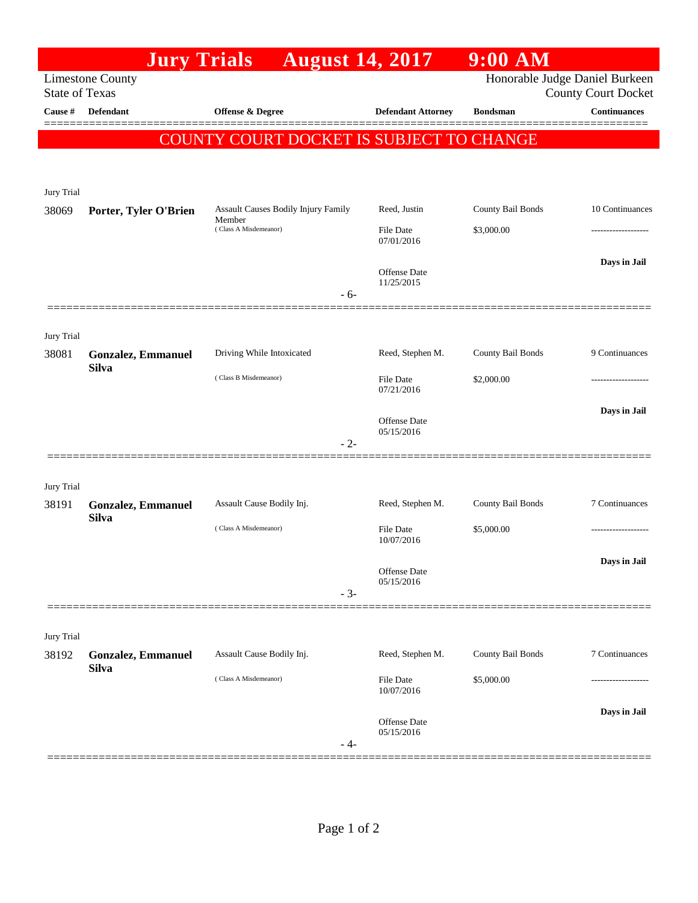# Jury Trials August 14, 2017 9:00 AM

Limestone County
State of Texas

Honorable Judge Daniel Burkeen
County Court Docket

| Cause # | Defendant | Offense & Degree | Defendant Attorney | Bondsman | Continuances |
|---|---|---|---|---|---|

## COUNTY COURT DOCKET IS SUBJECT TO CHANGE

Jury Trial

| Cause # | Defendant | Offense & Degree | Defendant Attorney | Bondsman | Continuances |
|---|---|---|---|---|---|
| 38069 | **Porter, Tyler O'Brien** | Assault Causes Bodily Injury Family Member ( Class A Misdemeanor) | Reed, Justin<br>File Date 07/01/2016<br>Offense Date 11/25/2015 | County Bail Bonds<br>$3,000.00 | 10 Continuances<br>-------------------<br>**Days in Jail** |

- 6-

Jury Trial

| Cause # | Defendant | Offense & Degree | Defendant Attorney | Bondsman | Continuances |
|---|---|---|---|---|---|
| 38081 | **Gonzalez, Emmanuel Silva** | Driving While Intoxicated ( Class B Misdemeanor) | Reed, Stephen M.<br>File Date 07/21/2016<br>Offense Date 05/15/2016 | County Bail Bonds<br>$2,000.00 | 9 Continuances<br>-------------------<br>**Days in Jail** |

- 2-

Jury Trial

| Cause # | Defendant | Offense & Degree | Defendant Attorney | Bondsman | Continuances |
|---|---|---|---|---|---|
| 38191 | **Gonzalez, Emmanuel Silva** | Assault Cause Bodily Inj. ( Class A Misdemeanor) | Reed, Stephen M.<br>File Date 10/07/2016<br>Offense Date 05/15/2016 | County Bail Bonds<br>$5,000.00 | 7 Continuances<br>-------------------<br>**Days in Jail** |

- 3-

Jury Trial

| Cause # | Defendant | Offense & Degree | Defendant Attorney | Bondsman | Continuances |
|---|---|---|---|---|---|
| 38192 | **Gonzalez, Emmanuel Silva** | Assault Cause Bodily Inj. ( Class A Misdemeanor) | Reed, Stephen M.<br>File Date 10/07/2016<br>Offense Date 05/15/2016 | County Bail Bonds<br>$5,000.00 | 7 Continuances<br>-------------------<br>**Days in Jail** |

- 4-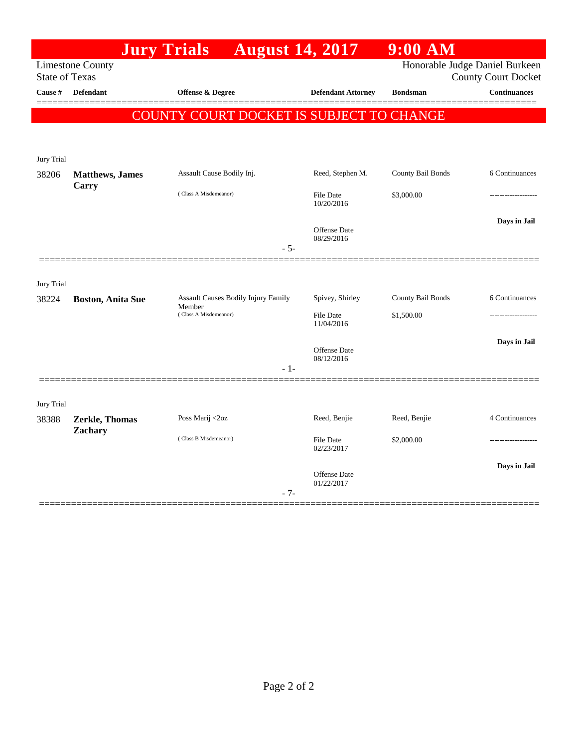# Jury Trials August 14, 2017 9:00 AM

Limestone County
State of Texas

Honorable Judge Daniel Burkeen
County Court Docket

| Cause # | Defendant | Offense & Degree | Defendant Attorney | Bondsman | Continuances |
|---|---|---|---|---|---|

**COUNTY COURT DOCKET IS SUBJECT TO CHANGE**

Jury Trial

| Cause # | Defendant | Offense & Degree | Defendant Attorney | Bondsman | Continuances |
|---|---|---|---|---|---|
| 38206 | **Matthews, James Carry** | Assault Cause Bodily Inj. | Reed, Stephen M. | County Bail Bonds | 6 Continuances |
| | | ( Class A Misdemeanor) | File Date 10/20/2016 | $3,000.00 | ------------------- |
| | | | Offense Date 08/29/2016 | | **Days in Jail** |
| | | - 5- | | | |

Jury Trial

| Cause # | Defendant | Offense & Degree | Defendant Attorney | Bondsman | Continuances |
|---|---|---|---|---|---|
| 38224 | **Boston, Anita Sue** | Assault Causes Bodily Injury Family Member | Spivey, Shirley | County Bail Bonds | 6 Continuances |
| | | ( Class A Misdemeanor) | File Date 11/04/2016 | $1,500.00 | ------------------- |
| | | | Offense Date 08/12/2016 | | **Days in Jail** |
| | | - 1- | | | |

Jury Trial

| Cause # | Defendant | Offense & Degree | Defendant Attorney | Bondsman | Continuances |
|---|---|---|---|---|---|
| 38388 | **Zerkle, Thomas Zachary** | Poss Marij <2oz | Reed, Benjie | Reed, Benjie | 4 Continuances |
| | | ( Class B Misdemeanor) | File Date 02/23/2017 | $2,000.00 | ------------------- |
| | | | Offense Date 01/22/2017 | | **Days in Jail** |
| | | - 7- | | | |